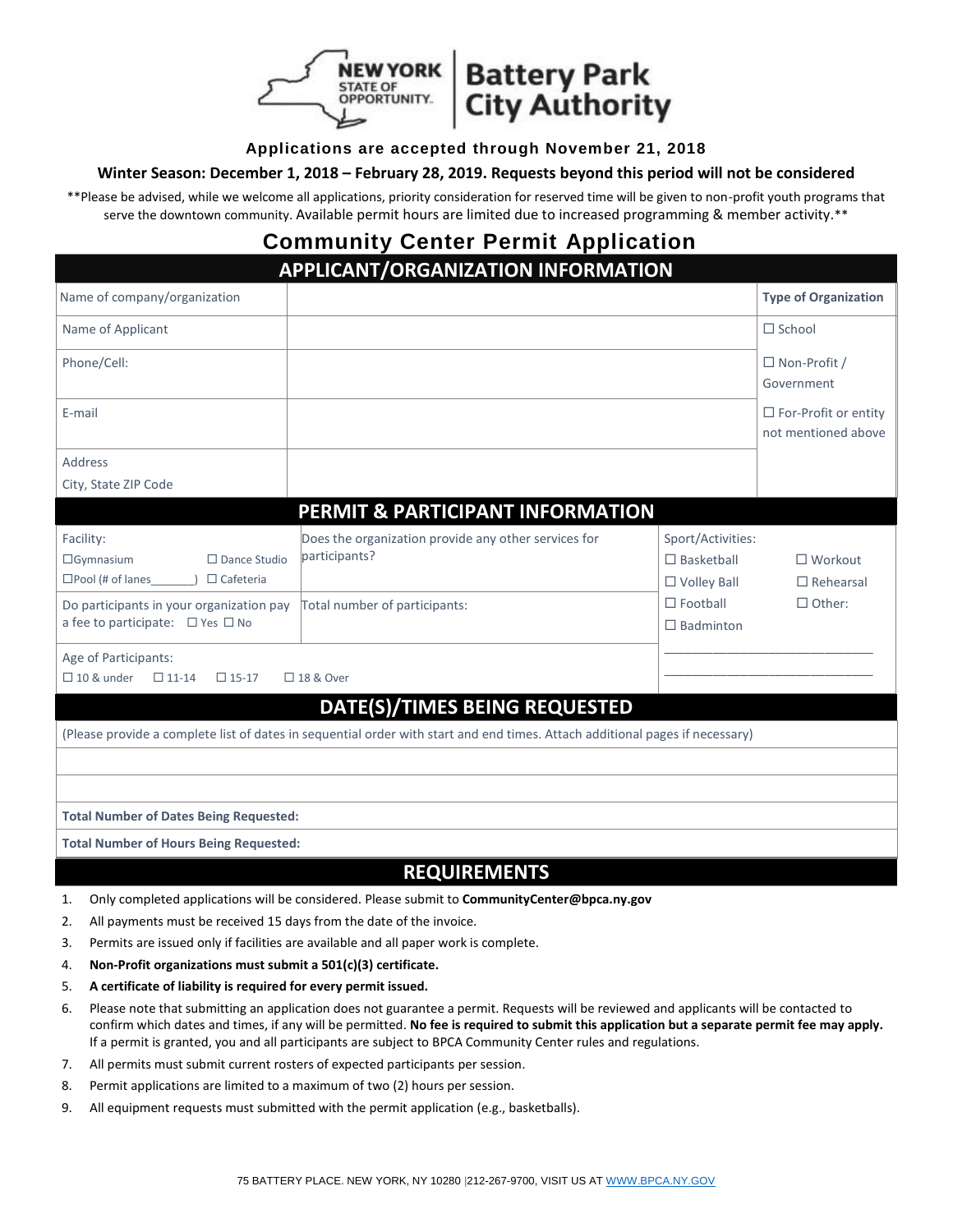NEW YORK STATE OF OPPORTUNITY. | Battery Park City Authority

**Applications are accepted through November 21, 2018**

**Winter Season: December 1, 2018 – February 28, 2019. Requests beyond this period will not be considered**

**Please be advised, while we welcome all applications, priority consideration for reserved time will be given to non-profit youth programs that serve the downtown community. Available permit hours are limited due to increased programming & member activity.**

# Community Center Permit Application

## APPLICANT/ORGANIZATION INFORMATION

| | | Type of Organization |
|---|---|---|
| Name of company/organization | | |
| Name of Applicant | | ☐ School |
| Phone/Cell: | | ☐ Non-Profit / Government |
| E-mail | | ☐ For-Profit or entity not mentioned above |
| Address<br>City, State ZIP Code | | |

## PERMIT & PARTICIPANT INFORMATION

| | | |
|---|---|---|
| Facility:<br>☐Gymnasium ☐ Dance Studio<br>☐Pool (# of lanes_______) ☐ Cafeteria | Does the organization provide any other services for participants? | Sport/Activities:<br>☐ Basketball ☐ Workout<br>☐ Volley Ball ☐ Rehearsal<br>☐ Football ☐ Other:<br>☐ Badminton |
| Do participants in your organization pay a fee to participate: ☐ Yes ☐ No | Total number of participants: | |
| Age of Participants:<br>☐ 10 & under ☐ 11-14 ☐ 15-17 ☐ 18 & Over | | ______________________________<br>______________________________ |

## DATE(S)/TIMES BEING REQUESTED

| (Please provide a complete list of dates in sequential order with start and end times. Attach additional pages if necessary) |
|---|
| |
| |
| **Total Number of Dates Being Requested:** |
| **Total Number of Hours Being Requested:** |

## REQUIREMENTS

1. Only completed applications will be considered. Please submit to **CommunityCenter@bpca.ny.gov**
2. All payments must be received 15 days from the date of the invoice.
3. Permits are issued only if facilities are available and all paper work is complete.
4. **Non-Profit organizations must submit a 501(c)(3) certificate.**
5. **A certificate of liability is required for every permit issued.**
6. Please note that submitting an application does not guarantee a permit. Requests will be reviewed and applicants will be contacted to confirm which dates and times, if any will be permitted. **No fee is required to submit this application but a separate permit fee may apply.** If a permit is granted, you and all participants are subject to BPCA Community Center rules and regulations.
7. All permits must submit current rosters of expected participants per session.
8. Permit applications are limited to a maximum of two (2) hours per session.
9. All equipment requests must submitted with the permit application (e.g., basketballs).

75 BATTERY PLACE. NEW YORK, NY 10280 |212-267-9700, VISIT US AT WWW.BPCA.NY.GOV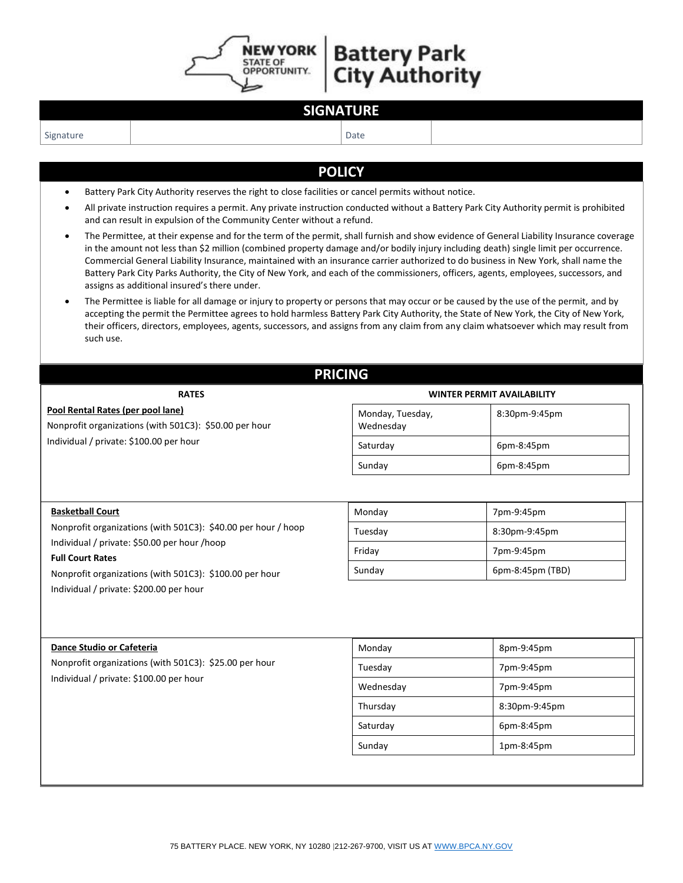New York State of Opportunity | Battery Park City Authority

## SIGNATURE

| | | | |
|---|---|---|---|
| Signature | | Date | |

## POLICY

- Battery Park City Authority reserves the right to close facilities or cancel permits without notice.
- All private instruction requires a permit. Any private instruction conducted without a Battery Park City Authority permit is prohibited and can result in expulsion of the Community Center without a refund.
- The Permittee, at their expense and for the term of the permit, shall furnish and show evidence of General Liability Insurance coverage in the amount not less than $2 million (combined property damage and/or bodily injury including death) single limit per occurrence. Commercial General Liability Insurance, maintained with an insurance carrier authorized to do business in New York, shall name the Battery Park City Parks Authority, the City of New York, and each of the commissioners, officers, agents, employees, successors, and assigns as additional insured's there under.
- The Permittee is liable for all damage or injury to property or persons that may occur or be caused by the use of the permit, and by accepting the permit the Permittee agrees to hold harmless Battery Park City Authority, the State of New York, the City of New York, their officers, directors, employees, agents, successors, and assigns from any claim from any claim whatsoever which may result from such use.

## PRICING

**RATES**

**Pool Rental Rates (per pool lane)**

Nonprofit organizations (with 501C3): $50.00 per hour

Individual / private: $100.00 per hour

**WINTER PERMIT AVAILABILITY**

| | |
|---|---|
| Monday, Tuesday, Wednesday | 8:30pm-9:45pm |
| Saturday | 6pm-8:45pm |
| Sunday | 6pm-8:45pm |

**Basketball Court**

Nonprofit organizations (with 501C3): $40.00 per hour / hoop

Individual / private: $50.00 per hour /hoop

**Full Court Rates**

Nonprofit organizations (with 501C3): $100.00 per hour

Individual / private: $200.00 per hour

| | |
|---|---|
| Monday | 7pm-9:45pm |
| Tuesday | 8:30pm-9:45pm |
| Friday | 7pm-9:45pm |
| Sunday | 6pm-8:45pm (TBD) |

**Dance Studio or Cafeteria**

Nonprofit organizations (with 501C3): $25.00 per hour

Individual / private: $100.00 per hour

| | |
|---|---|
| Monday | 8pm-9:45pm |
| Tuesday | 7pm-9:45pm |
| Wednesday | 7pm-9:45pm |
| Thursday | 8:30pm-9:45pm |
| Saturday | 6pm-8:45pm |
| Sunday | 1pm-8:45pm |

75 BATTERY PLACE. NEW YORK, NY 10280 |212-267-9700, VISIT US AT WWW.BPCA.NY.GOV